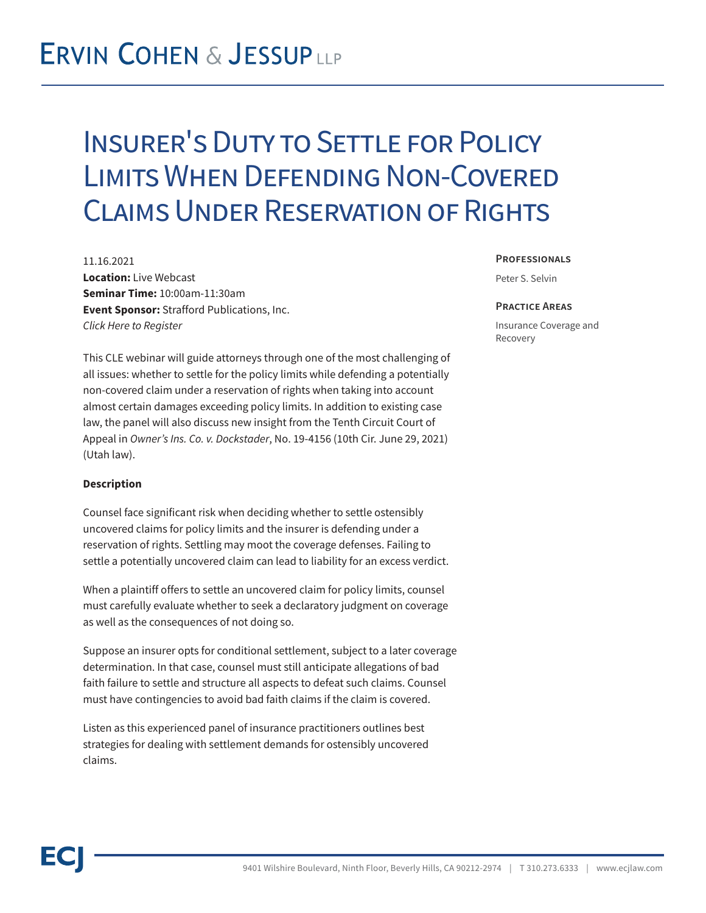# Ervin Cohen & Jessup LLP

# Insurer's Duty to Settle for Policy Limits When Defending Non-Covered Claims Under Reservation of Rights

11.16.2021
**Location:** Live Webcast
**Seminar Time:** 10:00am-11:30am
**Event Sponsor:** Strafford Publications, Inc.
*Click Here to Register*

**Professionals**

Peter S. Selvin

**Practice Areas**

Insurance Coverage and Recovery

This CLE webinar will guide attorneys through one of the most challenging of all issues: whether to settle for the policy limits while defending a potentially non-covered claim under a reservation of rights when taking into account almost certain damages exceeding policy limits. In addition to existing case law, the panel will also discuss new insight from the Tenth Circuit Court of Appeal in *Owner's Ins. Co. v. Dockstader*, No. 19-4156 (10th Cir. June 29, 2021) (Utah law).

**Description**

Counsel face significant risk when deciding whether to settle ostensibly uncovered claims for policy limits and the insurer is defending under a reservation of rights. Settling may moot the coverage defenses. Failing to settle a potentially uncovered claim can lead to liability for an excess verdict.

When a plaintiff offers to settle an uncovered claim for policy limits, counsel must carefully evaluate whether to seek a declaratory judgment on coverage as well as the consequences of not doing so.

Suppose an insurer opts for conditional settlement, subject to a later coverage determination. In that case, counsel must still anticipate allegations of bad faith failure to settle and structure all aspects to defeat such claims. Counsel must have contingencies to avoid bad faith claims if the claim is covered.

Listen as this experienced panel of insurance practitioners outlines best strategies for dealing with settlement demands for ostensibly uncovered claims.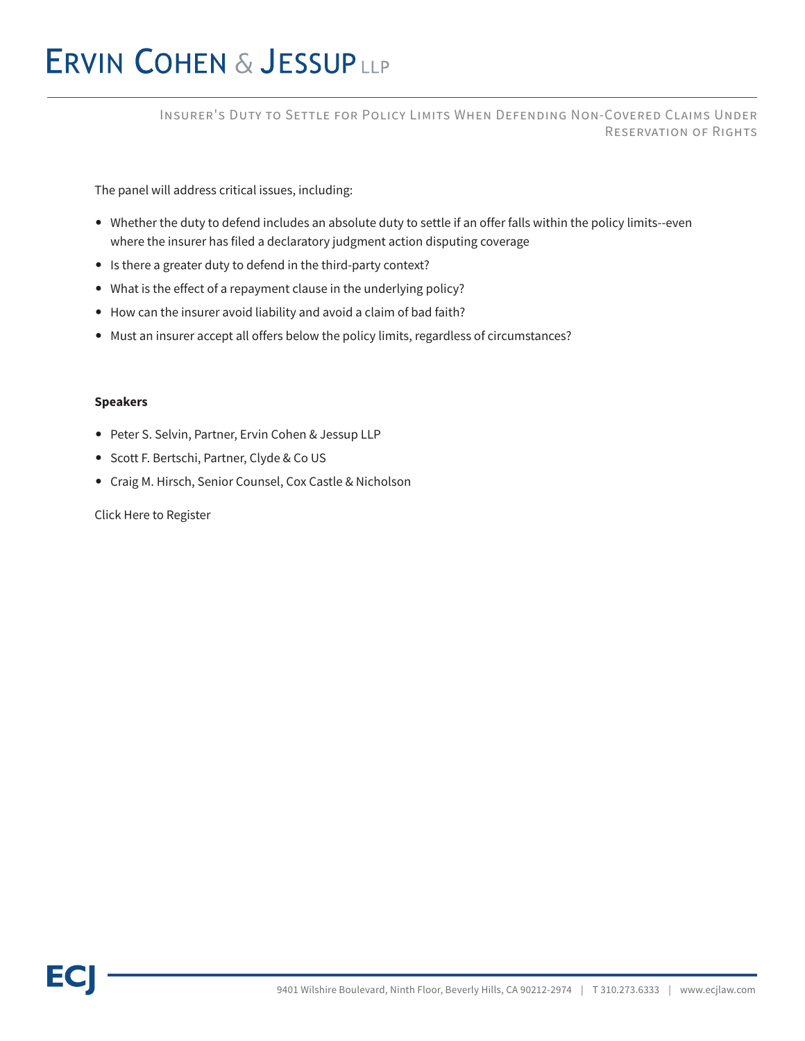The panel will address critical issues, including:

- Whether the duty to defend includes an absolute duty to settle if an offer falls within the policy limits--even where the insurer has filed a declaratory judgment action disputing coverage
- Is there a greater duty to defend in the third-party context?
- What is the effect of a repayment clause in the underlying policy?
- How can the insurer avoid liability and avoid a claim of bad faith?
- Must an insurer accept all offers below the policy limits, regardless of circumstances?

**Speakers**

- Peter S. Selvin, Partner, Ervin Cohen & Jessup LLP
- Scott F. Bertschi, Partner, Clyde & Co US
- Craig M. Hirsch, Senior Counsel, Cox Castle & Nicholson

Click Here to Register